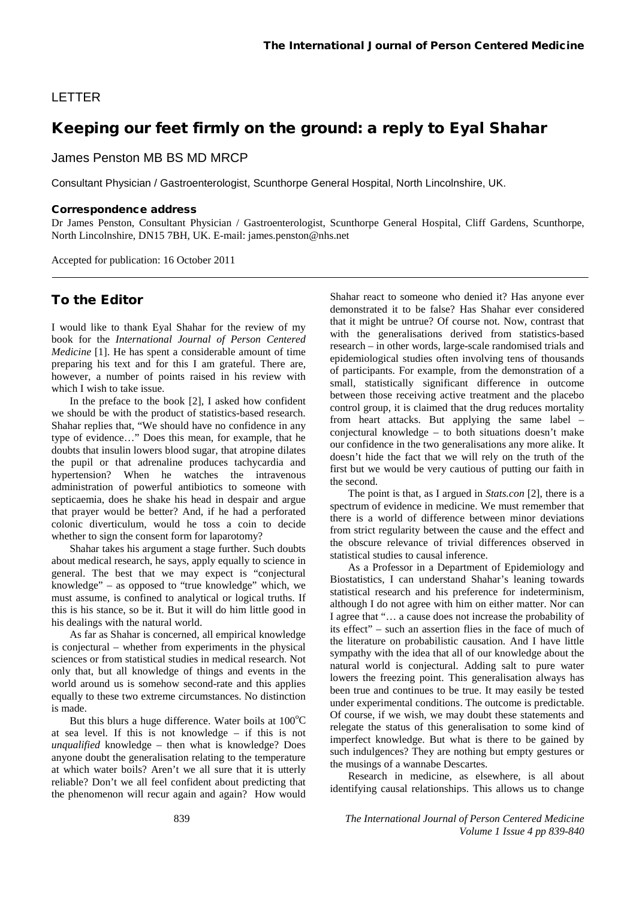LETTER

# Keeping our feet firmly on the ground: a reply to Eyal Shahar

James Penston MB BS MD MRCP

Consultant Physician / Gastroenterologist, Scunthorpe General Hospital, North Lincolnshire, UK.

### Correspondence address

Dr James Penston, Consultant Physician / Gastroenterologist, Scunthorpe General Hospital, Cliff Gardens, Scunthorpe, North Lincolnshire, DN15 7BH, UK. E-mail: james.penston@nhs.net

Accepted for publication: 16 October 2011

## To the Editor

I would like to thank Eyal Shahar for the review of my book for the *International Journal of Person Centered Medicine* [1]. He has spent a considerable amount of time preparing his text and for this I am grateful. There are, however, a number of points raised in his review with which I wish to take issue.

In the preface to the book [2], I asked how confident we should be with the product of statistics-based research. Shahar replies that, "We should have no confidence in any type of evidence…" Does this mean, for example, that he doubts that insulin lowers blood sugar, that atropine dilates the pupil or that adrenaline produces tachycardia and hypertension? When he watches the intravenous administration of powerful antibiotics to someone with septicaemia, does he shake his head in despair and argue that prayer would be better? And, if he had a perforated colonic diverticulum, would he toss a coin to decide whether to sign the consent form for laparotomy?

Shahar takes his argument a stage further. Such doubts about medical research, he says, apply equally to science in general. The best that we may expect is "conjectural knowledge" – as opposed to "true knowledge" which, we must assume, is confined to analytical or logical truths. If this is his stance, so be it. But it will do him little good in his dealings with the natural world.

As far as Shahar is concerned, all empirical knowledge is conjectural – whether from experiments in the physical sciences or from statistical studies in medical research. Not only that, but all knowledge of things and events in the world around us is somehow second-rate and this applies equally to these two extreme circumstances. No distinction is made.

But this blurs a huge difference. Water boils at 100°C at sea level. If this is not knowledge – if this is not *unqualified* knowledge – then what is knowledge? Does anyone doubt the generalisation relating to the temperature at which water boils? Aren't we all sure that it is utterly reliable? Don't we all feel confident about predicting that the phenomenon will recur again and again? How would Shahar react to someone who denied it? Has anyone ever demonstrated it to be false? Has Shahar ever considered that it might be untrue? Of course not. Now, contrast that with the generalisations derived from statistics-based research – in other words, large-scale randomised trials and epidemiological studies often involving tens of thousands of participants. For example, from the demonstration of a small, statistically significant difference in outcome between those receiving active treatment and the placebo control group, it is claimed that the drug reduces mortality from heart attacks. But applying the same label – conjectural knowledge – to both situations doesn't make our confidence in the two generalisations any more alike. It doesn't hide the fact that we will rely on the truth of the first but we would be very cautious of putting our faith in the second.

The point is that, as I argued in *Stats.con* [2], there is a spectrum of evidence in medicine. We must remember that there is a world of difference between minor deviations from strict regularity between the cause and the effect and the obscure relevance of trivial differences observed in statistical studies to causal inference.

As a Professor in a Department of Epidemiology and Biostatistics, I can understand Shahar's leaning towards statistical research and his preference for indeterminism, although I do not agree with him on either matter. Nor can I agree that "… a cause does not increase the probability of its effect" – such an assertion flies in the face of much of the literature on probabilistic causation. And I have little sympathy with the idea that all of our knowledge about the natural world is conjectural. Adding salt to pure water lowers the freezing point. This generalisation always has been true and continues to be true. It may easily be tested under experimental conditions. The outcome is predictable. Of course, if we wish, we may doubt these statements and relegate the status of this generalisation to some kind of imperfect knowledge. But what is there to be gained by such indulgences? They are nothing but empty gestures or the musings of a wannabe Descartes.

Research in medicine, as elsewhere, is all about identifying causal relationships. This allows us to change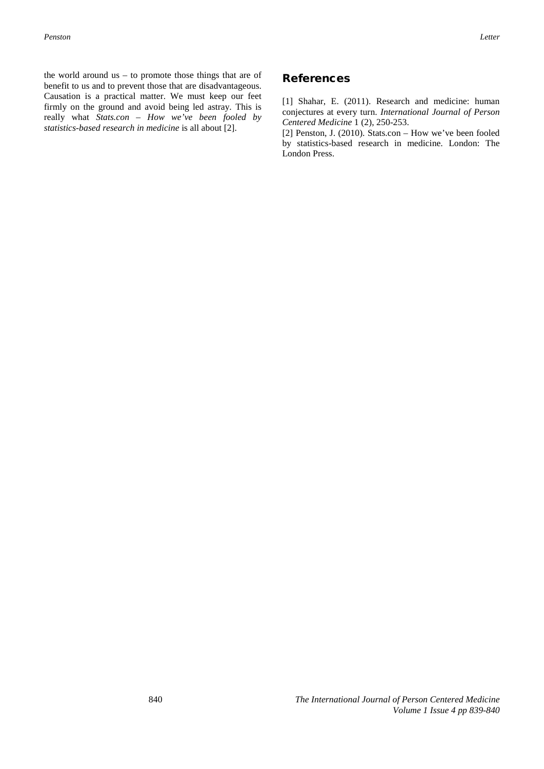the world around us – to promote those things that are of benefit to us and to prevent those that are disadvantageous. Causation is a practical matter. We must keep our feet firmly on the ground and avoid being led astray. This is really what *Stats.con – How we've been fooled by statistics-based research in medicine* is all about [2].

## References

[1] Shahar, E. (2011). Research and medicine: human conjectures at every turn. *International Journal of Person Centered Medicine* 1 (2), 250-253.

[2] Penston, J. (2010). Stats.con – How we've been fooled by statistics-based research in medicine. London: The London Press.